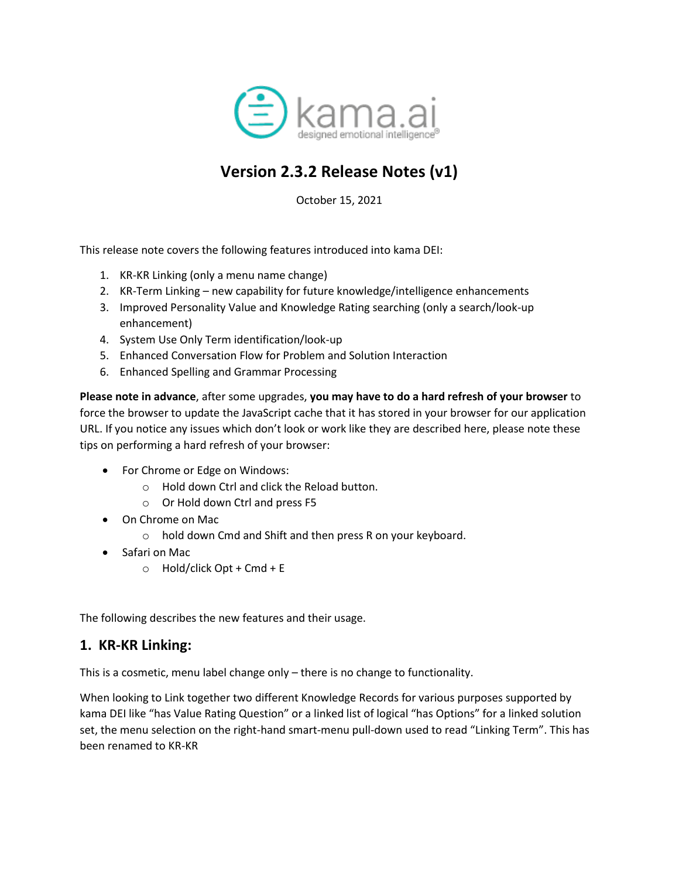kama.ai

designed emotional intelligence®

# Version 2.3.2 Release Notes (v1)

October 15, 2021

This release note covers the following features introduced into kama DEI:

1. KR-KR Linking (only a menu name change)
2. KR-Term Linking – new capability for future knowledge/intelligence enhancements
3. Improved Personality Value and Knowledge Rating searching (only a search/look-up enhancement)
4. System Use Only Term identification/look-up
5. Enhanced Conversation Flow for Problem and Solution Interaction
6. Enhanced Spelling and Grammar Processing

**Please note in advance**, after some upgrades, **you may have to do a hard refresh of your browser** to force the browser to update the JavaScript cache that it has stored in your browser for our application URL. If you notice any issues which don't look or work like they are described here, please note these tips on performing a hard refresh of your browser:

- For Chrome or Edge on Windows:
  - Hold down Ctrl and click the Reload button.
  - Or Hold down Ctrl and press F5
- On Chrome on Mac
  - hold down Cmd and Shift and then press R on your keyboard.
- Safari on Mac
  - Hold/click Opt + Cmd + E

The following describes the new features and their usage.

## 1. KR-KR Linking:

This is a cosmetic, menu label change only – there is no change to functionality.

When looking to Link together two different Knowledge Records for various purposes supported by kama DEI like "has Value Rating Question" or a linked list of logical "has Options" for a linked solution set, the menu selection on the right-hand smart-menu pull-down used to read "Linking Term". This has been renamed to KR-KR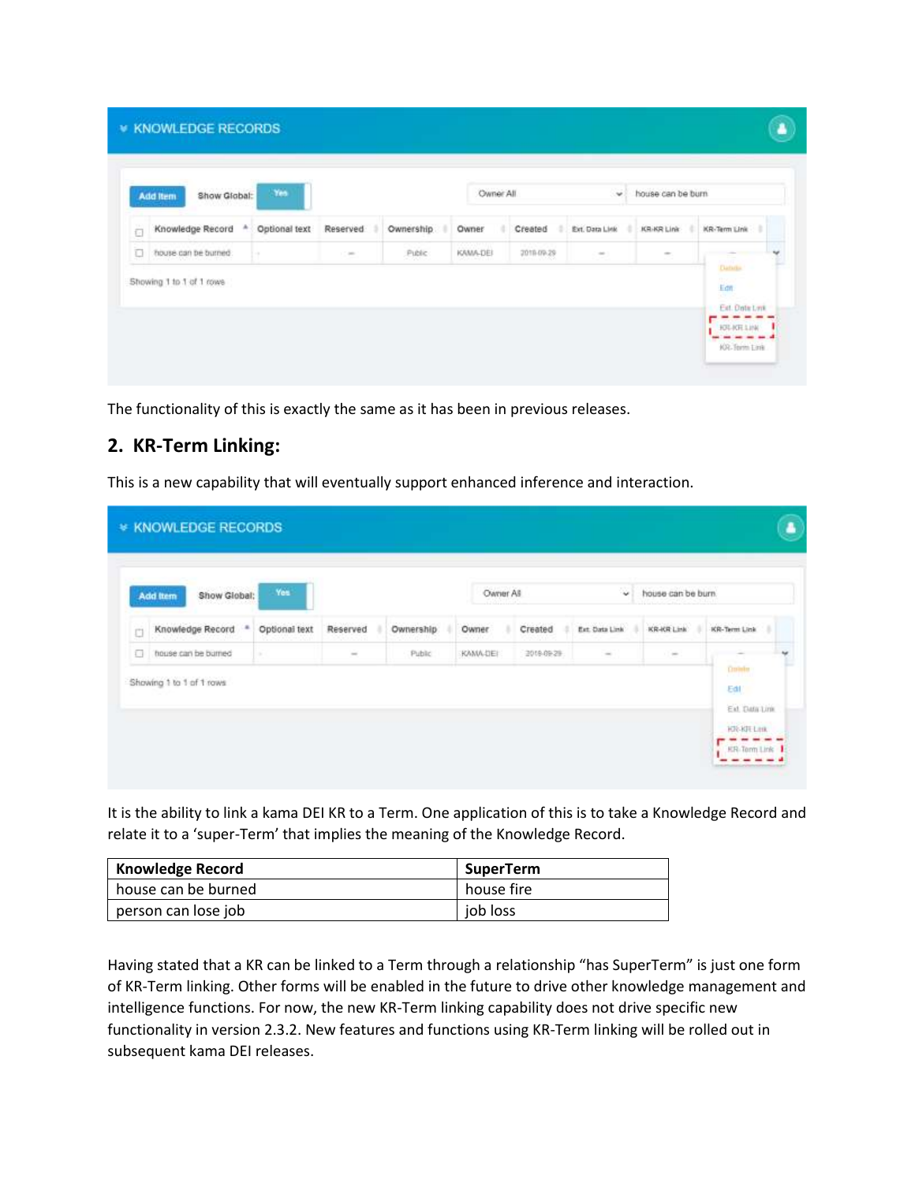The functionality of this is exactly the same as it has been in previous releases.

## 2. KR-Term Linking:

This is a new capability that will eventually support enhanced inference and interaction.

It is the ability to link a kama DEI KR to a Term. One application of this is to take a Knowledge Record and relate it to a 'super-Term' that implies the meaning of the Knowledge Record.

| Knowledge Record | SuperTerm |
| --- | --- |
| house can be burned | house fire |
| person can lose job | job loss |

Having stated that a KR can be linked to a Term through a relationship "has SuperTerm" is just one form of KR-Term linking. Other forms will be enabled in the future to drive other knowledge management and intelligence functions. For now, the new KR-Term linking capability does not drive specific new functionality in version 2.3.2. New features and functions using KR-Term linking will be rolled out in subsequent kama DEI releases.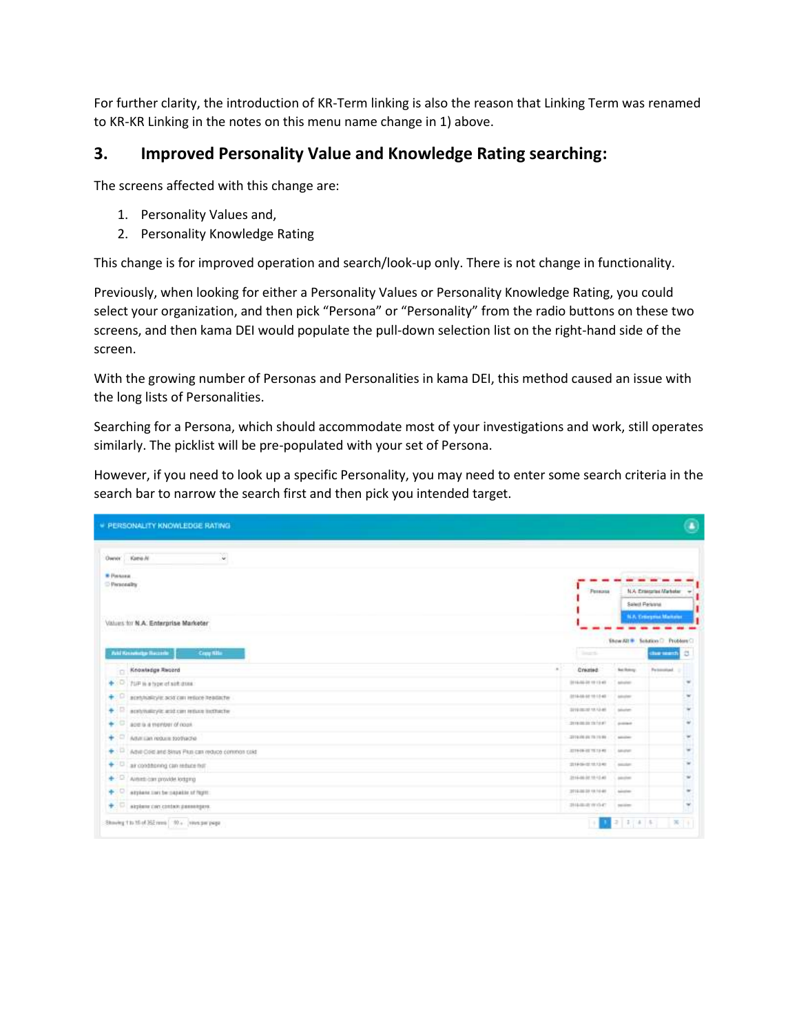For further clarity, the introduction of KR-Term linking is also the reason that Linking Term was renamed to KR-KR Linking in the notes on this menu name change in 1) above.

## 3. Improved Personality Value and Knowledge Rating searching:

The screens affected with this change are:

1. Personality Values and,
2. Personality Knowledge Rating

This change is for improved operation and search/look-up only. There is not change in functionality.

Previously, when looking for either a Personality Values or Personality Knowledge Rating, you could select your organization, and then pick "Persona" or "Personality" from the radio buttons on these two screens, and then kama DEI would populate the pull-down selection list on the right-hand side of the screen.

With the growing number of Personas and Personalities in kama DEI, this method caused an issue with the long lists of Personalities.

Searching for a Persona, which should accommodate most of your investigations and work, still operates similarly. The picklist will be pre-populated with your set of Persona.

However, if you need to look up a specific Personality, you may need to enter some search criteria in the search bar to narrow the search first and then pick you intended target.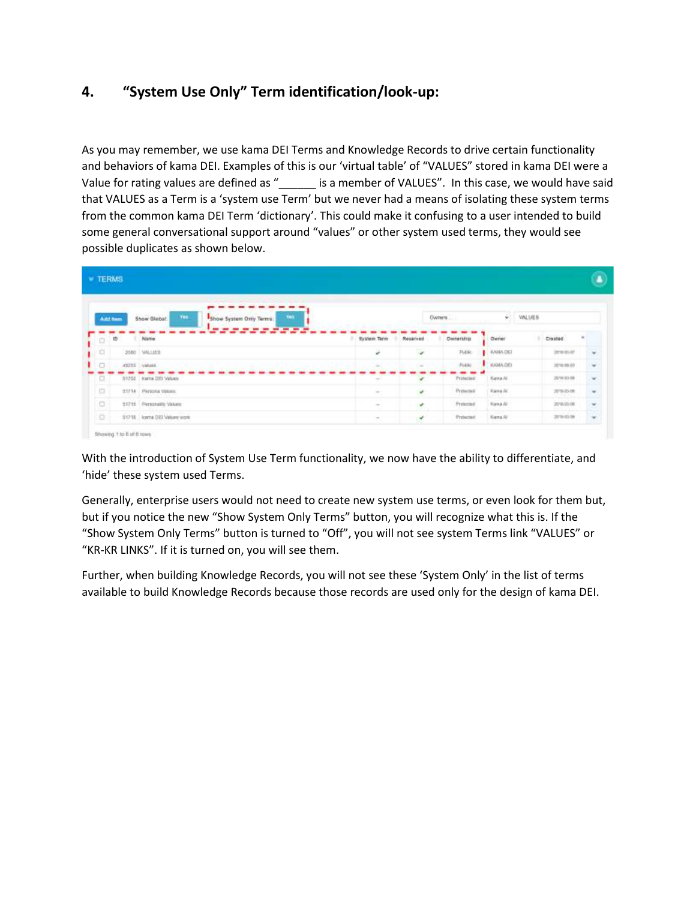## 4. "System Use Only" Term identification/look-up:

As you may remember, we use kama DEI Terms and Knowledge Records to drive certain functionality and behaviors of kama DEI. Examples of this is our 'virtual table' of "VALUES" stored in kama DEI were a Value for rating values are defined as "______ is a member of VALUES". In this case, we would have said that VALUES as a Term is a 'system use Term' but we never had a means of isolating these system terms from the common kama DEI Term 'dictionary'. This could make it confusing to a user intended to build some general conversational support around "values" or other system used terms, they would see possible duplicates as shown below.

TERMS

Add Item | Show Global: Yes | Show System Only Terms: Yes | Owners | VALUES

| | ID | Name | System Term | Reserved | Ownership | Owner | Created |
|---|---|---|---|---|---|---|---|
| ☐ | 2080 | VALUES | ✔ | ✔ | Public | KAMA-DEI | 2018-01-07 |
| ☐ | 49255 | values | – | – | Public | KAMA-DEI | 2018-09-03 |
| ☐ | 51702 | kama DEI Values | – | ✔ | Protected | Kama AI | 2019-03-08 |
| ☐ | 51714 | Persona Values | – | ✔ | Protected | Kama AI | 2019-03-08 |
| ☐ | 51718 | Personality Values | – | ✔ | Protected | Kama AI | 2019-03-08 |
| ☐ | 51718 | kama DEI Values work | – | ✔ | Protected | Kama AI | 2019-03-08 |

Showing 1 to 6 of 6 rows

With the introduction of System Use Term functionality, we now have the ability to differentiate, and 'hide' these system used Terms.

Generally, enterprise users would not need to create new system use terms, or even look for them but, but if you notice the new "Show System Only Terms" button, you will recognize what this is. If the "Show System Only Terms" button is turned to "Off", you will not see system Terms link "VALUES" or "KR-KR LINKS". If it is turned on, you will see them.

Further, when building Knowledge Records, you will not see these 'System Only' in the list of terms available to build Knowledge Records because those records are used only for the design of kama DEI.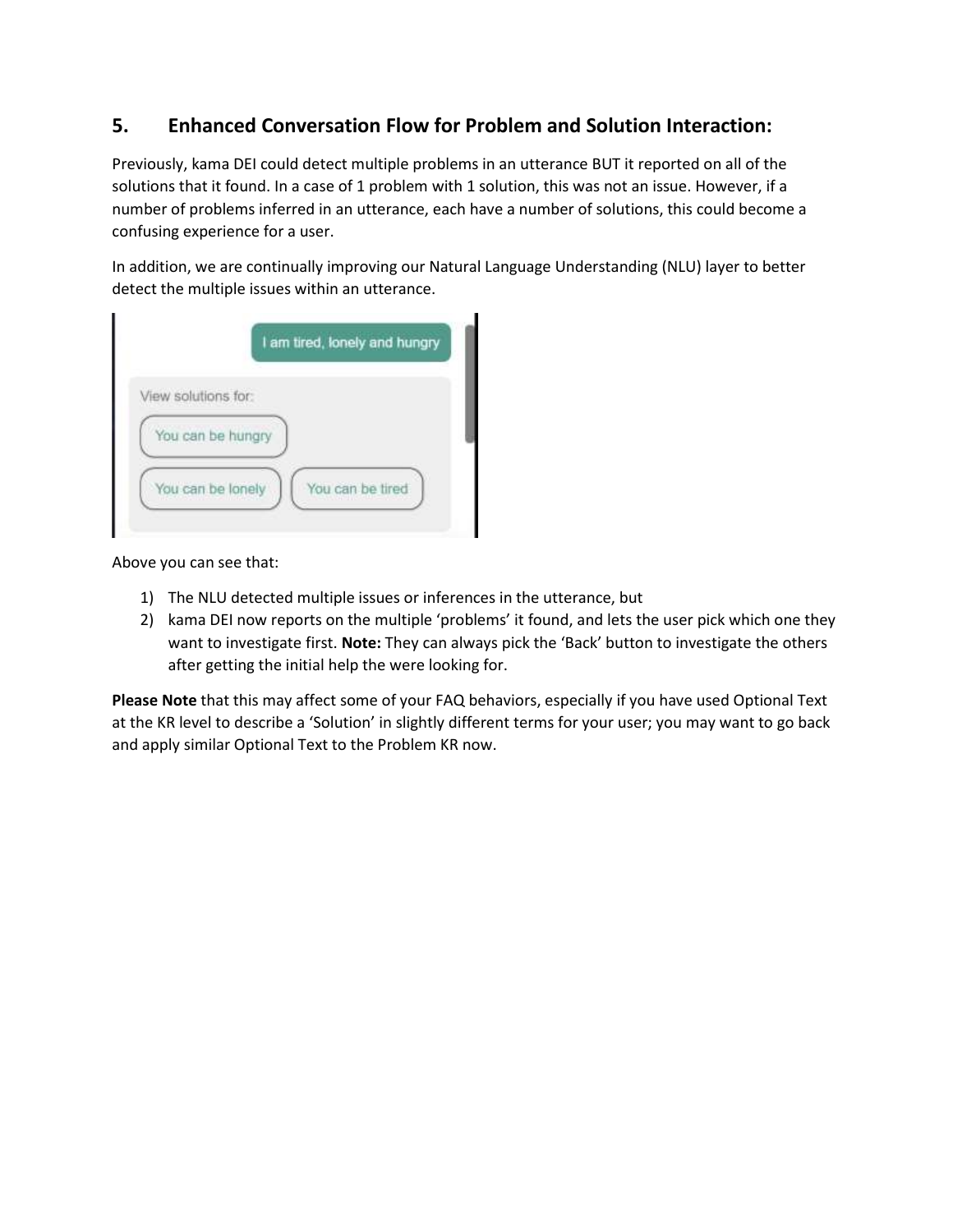## 5. Enhanced Conversation Flow for Problem and Solution Interaction:

Previously, kama DEI could detect multiple problems in an utterance BUT it reported on all of the solutions that it found. In a case of 1 problem with 1 solution, this was not an issue. However, if a number of problems inferred in an utterance, each have a number of solutions, this could become a confusing experience for a user.

In addition, we are continually improving our Natural Language Understanding (NLU) layer to better detect the multiple issues within an utterance.

Above you can see that:

1) The NLU detected multiple issues or inferences in the utterance, but
2) kama DEI now reports on the multiple 'problems' it found, and lets the user pick which one they want to investigate first. **Note:** They can always pick the 'Back' button to investigate the others after getting the initial help the were looking for.

**Please Note** that this may affect some of your FAQ behaviors, especially if you have used Optional Text at the KR level to describe a 'Solution' in slightly different terms for your user; you may want to go back and apply similar Optional Text to the Problem KR now.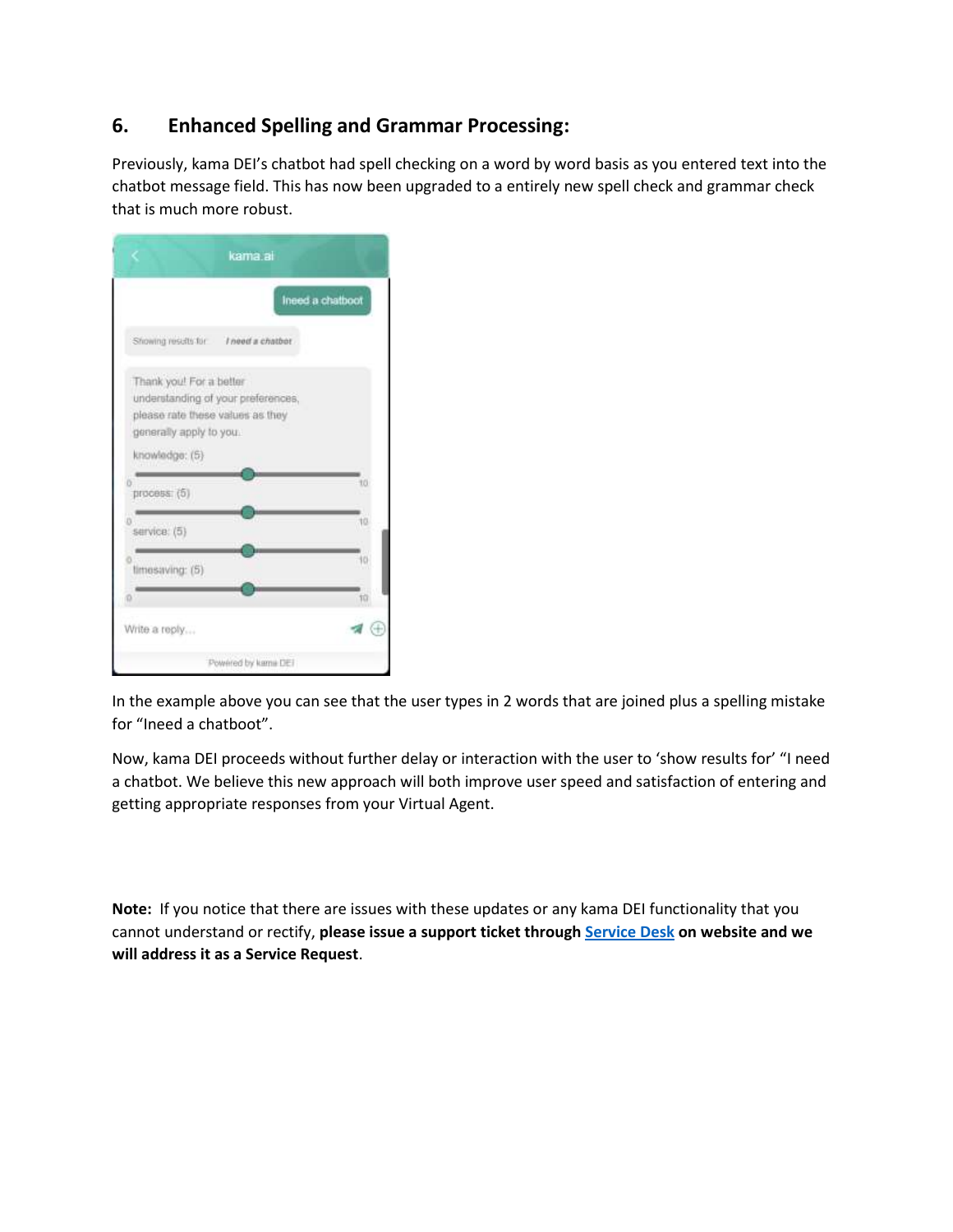## 6. Enhanced Spelling and Grammar Processing:

Previously, kama DEI's chatbot had spell checking on a word by word basis as you entered text into the chatbot message field. This has now been upgraded to a entirely new spell check and grammar check that is much more robust.

In the example above you can see that the user types in 2 words that are joined plus a spelling mistake for "Ineed a chatboot".

Now, kama DEI proceeds without further delay or interaction with the user to 'show results for' "I need a chatbot. We believe this new approach will both improve user speed and satisfaction of entering and getting appropriate responses from your Virtual Agent.

**Note:** If you notice that there are issues with these updates or any kama DEI functionality that you cannot understand or rectify, **please issue a support ticket through** [Service Desk]() **on website and we will address it as a Service Request**.